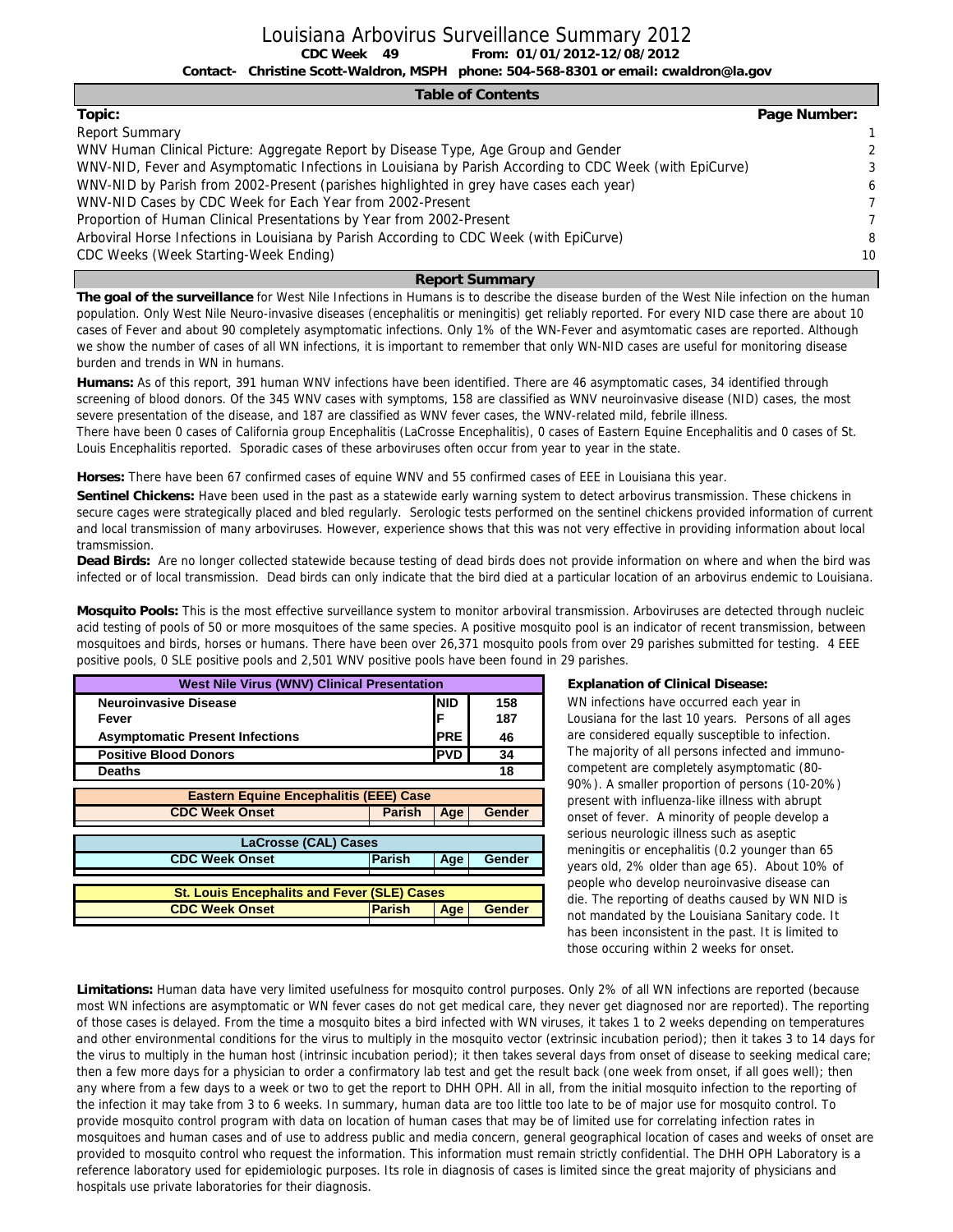# Louisiana Arbovirus Surveillance Summary 2012

**CDC Week 49 From: 01/01/2012-12/08/2012**

**Contact- Christine Scott-Waldron, MSPH phone: 504-568-8301 or email: cwaldron@la.gov**

## Table of Contents

| Topic: | Page Number: |
|---|---|
| Report Summary | 1 |
| WNV Human Clinical Picture: Aggregate Report by Disease Type, Age Group and Gender | 2 |
| WNV-NID, Fever and Asymptomatic Infections in Louisiana by Parish According to CDC Week (with EpiCurve) | 3 |
| WNV-NID by Parish from 2002-Present (parishes highlighted in grey have cases each year) | 6 |
| WNV-NID Cases by CDC Week for Each Year from 2002-Present | 7 |
| Proportion of Human Clinical Presentations by Year from 2002-Present | 7 |
| Arboviral Horse Infections in Louisiana by Parish According to CDC Week (with EpiCurve) | 8 |
| CDC Weeks (Week Starting-Week Ending) | 10 |

## Report Summary

**The goal of the surveillance** for West Nile Infections in Humans is to describe the disease burden of the West Nile infection on the human population. Only West Nile Neuro-invasive diseases (encephalitis or meningitis) get reliably reported. For every NID case there are about 10 cases of Fever and about 90 completely asymptomatic infections. Only 1% of the WN-Fever and asymtomatic cases are reported. Although we show the number of cases of all WN infections, it is important to remember that only WN-NID cases are useful for monitoring disease burden and trends in WN in humans.

**Humans:** As of this report, 391 human WNV infections have been identified. There are 46 asymptomatic cases, 34 identified through screening of blood donors. Of the 345 WNV cases with symptoms, 158 are classified as WNV neuroinvasive disease (NID) cases, the most severe presentation of the disease, and 187 are classified as WNV fever cases, the WNV-related mild, febrile illness.
There have been 0 cases of California group Encephalitis (LaCrosse Encephalitis), 0 cases of Eastern Equine Encephalitis and 0 cases of St. Louis Encephalitis reported. Sporadic cases of these arboviruses often occur from year to year in the state.

**Horses:** There have been 67 confirmed cases of equine WNV and 55 confirmed cases of EEE in Louisiana this year.

**Sentinel Chickens:** Have been used in the past as a statewide early warning system to detect arbovirus transmission. These chickens in secure cages were strategically placed and bled regularly. Serologic tests performed on the sentinel chickens provided information of current and local transmission of many arboviruses. However, experience shows that this was not very effective in providing information about local tramsmission.

**Dead Birds:** Are no longer collected statewide because testing of dead birds does not provide information on where and when the bird was infected or of local transmission. Dead birds can only indicate that the bird died at a particular location of an arbovirus endemic to Louisiana.

**Mosquito Pools:** This is the most effective surveillance system to monitor arboviral transmission. Arboviruses are detected through nucleic acid testing of pools of 50 or more mosquitoes of the same species. A positive mosquito pool is an indicator of recent transmission, between mosquitoes and birds, horses or humans. There have been over 26,371 mosquito pools from over 29 parishes submitted for testing. 4 EEE positive pools, 0 SLE positive pools and 2,501 WNV positive pools have been found in 29 parishes.

| West Nile Virus (WNV) Clinical Presentation | | |
|---|---|---|
| Neuroinvasive Disease | NID | 158 |
| Fever | F | 187 |
| Asymptomatic Present Infections | PRE | 46 |
| Positive Blood Donors | PVD | 34 |
| Deaths | | 18 |

| Eastern Equine Encephalitis (EEE) Case | | | |
|---|---|---|---|
| CDC Week Onset | Parish | Age | Gender |

| LaCrosse (CAL) Cases | | | |
|---|---|---|---|
| CDC Week Onset | Parish | Age | Gender |

| St. Louis Encephalits and Fever (SLE) Cases | | | |
|---|---|---|---|
| CDC Week Onset | Parish | Age | Gender |

**Explanation of Clinical Disease:**

WN infections have occurred each year in Louisiana for the last 10 years. Persons of all ages are considered equally susceptible to infection. The majority of all persons infected and immuno-competent are completely asymptomatic (80-90%). A smaller proportion of persons (10-20%) present with influenza-like illness with abrupt onset of fever. A minority of people develop a serious neurologic illness such as aseptic meningitis or encephalitis (0.2 younger than 65 years old, 2% older than age 65). About 10% of people who develop neuroinvasive disease can die. The reporting of deaths caused by WN NID is not mandated by the Louisiana Sanitary code. It has been inconsistent in the past. It is limited to those occuring within 2 weeks for onset.

**Limitations:** Human data have very limited usefulness for mosquito control purposes. Only 2% of all WN infections are reported (because most WN infections are asymptomatic or WN fever cases do not get medical care, they never get diagnosed nor are reported). The reporting of those cases is delayed. From the time a mosquito bites a bird infected with WN viruses, it takes 1 to 2 weeks depending on temperatures and other environmental conditions for the virus to multiply in the mosquito vector (extrinsic incubation period); then it takes 3 to 14 days for the virus to multiply in the human host (intrinsic incubation period); it then takes several days from onset of disease to seeking medical care; then a few more days for a physician to order a confirmatory lab test and get the result back (one week from onset, if all goes well); then any where from a few days to a week or two to get the report to DHH OPH. All in all, from the initial mosquito infection to the reporting of the infection it may take from 3 to 6 weeks. In summary, human data are too little too late to be of major use for mosquito control. To provide mosquito control program with data on location of human cases that may be of limited use for correlating infection rates in mosquitoes and human cases and of use to address public and media concern, general geographical location of cases and weeks of onset are provided to mosquito control who request the information. This information must remain strictly confidential. The DHH OPH Laboratory is a reference laboratory used for epidemiologic purposes. Its role in diagnosis of cases is limited since the great majority of physicians and hospitals use private laboratories for their diagnosis.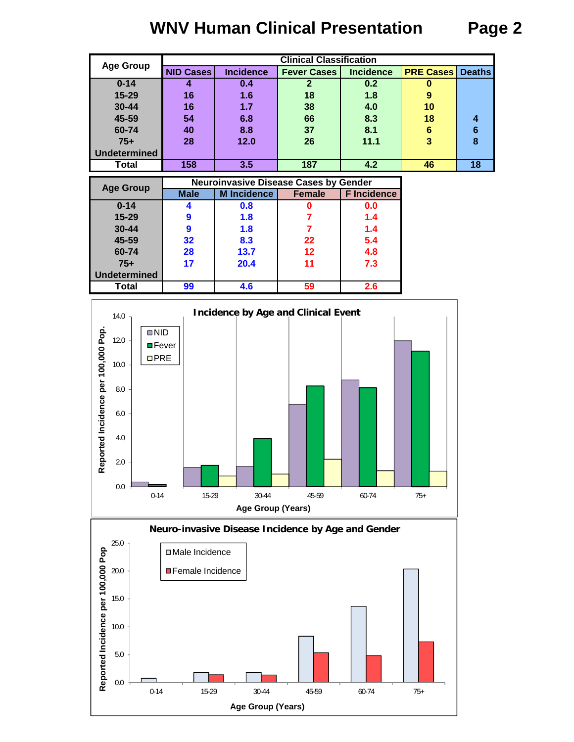# WNV Human Clinical Presentation

| Age Group | Clinical Classification | | | | | |
|---|---|---|---|---|---|---|
| | NID Cases | Incidence | Fever Cases | Incidence | PRE Cases | Deaths |
| 0-14 | 4 | 0.4 | 2 | 0.2 | 0 | |
| 15-29 | 16 | 1.6 | 18 | 1.8 | 9 | |
| 30-44 | 16 | 1.7 | 38 | 4.0 | 10 | |
| 45-59 | 54 | 6.8 | 66 | 8.3 | 18 | 4 |
| 60-74 | 40 | 8.8 | 37 | 8.1 | 6 | 6 |
| 75+ | 28 | 12.0 | 26 | 11.1 | 3 | 8 |
| Undetermined | | | | | | |
| Total | 158 | 3.5 | 187 | 4.2 | 46 | 18 |

| Age Group | Neuroinvasive Disease Cases by Gender | | | |
|---|---|---|---|---|
| | Male | M Incidence | Female | F Incidence |
| 0-14 | 4 | 0.8 | 0 | 0.0 |
| 15-29 | 9 | 1.8 | 7 | 1.4 |
| 30-44 | 9 | 1.8 | 7 | 1.4 |
| 45-59 | 32 | 8.3 | 22 | 5.4 |
| 60-74 | 28 | 13.7 | 12 | 4.8 |
| 75+ | 17 | 20.4 | 11 | 7.3 |
| Undetermined | | | | |
| Total | 99 | 4.6 | 59 | 2.6 |

**Incidence by Age and Clinical Event**

Reported Incidence per 100,000 Pop. vs. Age Group (Years): 0-14, 15-29, 30-44, 45-59, 60-74, 75+ (Legend: NID, Fever, PRE)

**Neuro-invasive Disease Incidence by Age and Gender**

Reported Incidence per 100,000 Pop vs. Age Group (Years): 0-14, 15-29, 30-44, 45-59, 60-74, 75+ (Legend: Male Incidence, Female Incidence)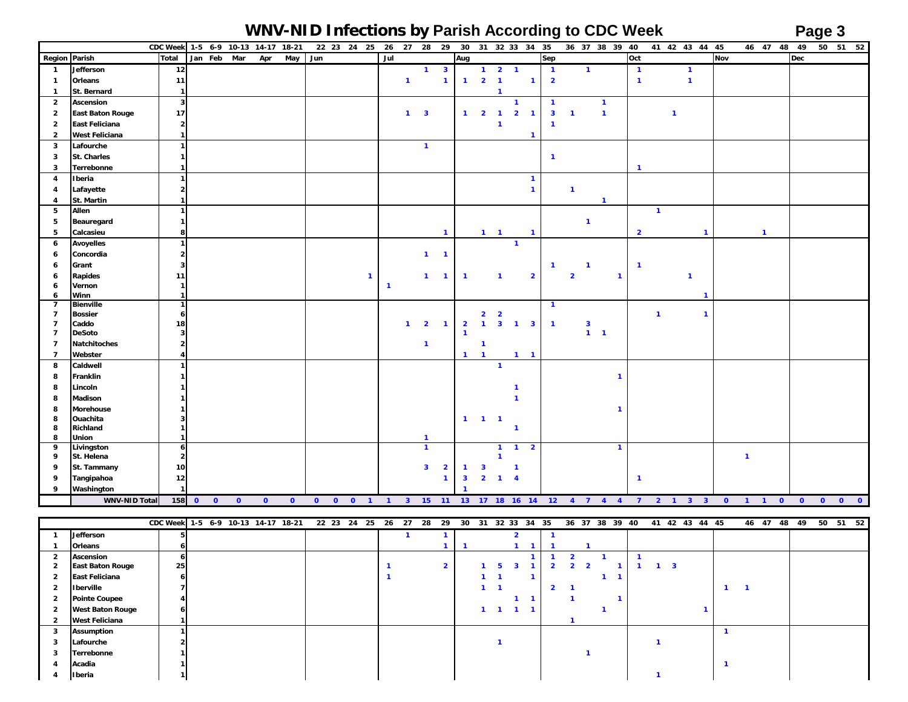# WNV-NID Infections by Parish According to CDC Week

| | | CDC Week | 1-5 | 6-9 | 10-13 | 14-17 | 18-21 | 22 | 23 | 24 | 25 | 26 | 27 | 28 | 29 | 30 | 31 | 32 | 33 | 34 | 35 | 36 | 37 | 38 | 39 | 40 | 41 | 42 | 43 | 44 | 45 | 46 | 47 | 48 | 49 | 50 | 51 | 52 |
|---|---|---|---|---|---|---|---|---|---|---|---|---|---|---|---|---|---|---|---|---|---|---|---|---|---|---|---|---|---|---|---|---|---|---|---|---|---|---|
| Region | Parish | Total | Jan | Feb | Mar | Apr | May | Jun | | | | Jul | | | | Aug | | | | | Sep | | | | | Oct | | | | | Nov | | | | Dec | | | |
| 1 | Jefferson | 12 | | | | | | | | | | | | 1 | 3 | | 1 | 2 | 1 | | 1 | | 1 | | | 1 | | | 1 | | | | | | | | | |
| 1 | Orleans | 11 | | | | | | | | | | | 1 | | 1 | 1 | 2 | 1 | | 1 | 2 | | | | | 1 | | | 1 | | | | | | | | | |
| 1 | St. Bernard | 1 | | | | | | | | | | | | | | | | 1 | | | | | | | | | | | | | | | | | | | | |
| 2 | Ascension | 3 | | | | | | | | | | | | | | | | | 1 | | 1 | | | 1 | | | | | | | | | | | | | | |
| 2 | East Baton Rouge | 17 | | | | | | | | | | | 1 | 3 | | 1 | 2 | 1 | 2 | 1 | 3 | 1 | | 1 | | | | 1 | | | | | | | | | | |
| 2 | East Feliciana | 2 | | | | | | | | | | | | | | | | 1 | | | 1 | | | | | | | | | | | | | | | | | |
| 2 | West Feliciana | 1 | | | | | | | | | | | | | | | | | | 1 | | | | | | | | | | | | | | | | | | |
| 3 | Lafourche | 1 | | | | | | | | | | | | 1 | | | | | | | | | | | | | | | | | | | | | | | | |
| 3 | St. Charles | 1 | | | | | | | | | | | | | | | | | | | 1 | | | | | | | | | | | | | | | | | |
| 3 | Terrebonne | 1 | | | | | | | | | | | | | | | | | | | | | | | | 1 | | | | | | | | | | | | |
| 4 | Iberia | 1 | | | | | | | | | | | | | | | | | | 1 | | | | | | | | | | | | | | | | | | |
| 4 | Lafayette | 2 | | | | | | | | | | | | | | | | | | 1 | | 1 | | | | | | | | | | | | | | | | |
| 4 | St. Martin | 1 | | | | | | | | | | | | | | | | | | | | | | 1 | | | | | | | | | | | | | | |
| 5 | Allen | 1 | | | | | | | | | | | | | | | | | | | | | | | | | 1 | | | | | | | | | | | |
| 5 | Beauregard | 1 | | | | | | | | | | | | | | | | | | | | | 1 | | | | | | | | | | | | | | | |
| 5 | Calcasieu | 8 | | | | | | | | | | | | | 1 | | 1 | 1 | | 1 | | | | | | 2 | | | | 1 | | | 1 | | | | | |
| 6 | Avoyelles | 1 | | | | | | | | | | | | | | | | | 1 | | | | | | | | | | | | | | | | | | | |
| 6 | Concordia | 2 | | | | | | | | | | | | 1 | 1 | | | | | | | | | | | | | | | | | | | | | | | |
| 6 | Grant | 3 | | | | | | | | | | | | | | | | | | | 1 | | 1 | | | 1 | | | | | | | | | | | | |
| 6 | Rapides | 11 | | | | | | | | | 1 | | | 1 | 1 | 1 | | 1 | | 2 | | 2 | | | 1 | | | | 1 | | | | | | | | | |
| 6 | Vernon | 1 | | | | | | | | | | 1 | | | | | | | | | | | | | | | | | | | | | | | | | | |
| 6 | Winn | 1 | | | | | | | | | | | | | | | | | | | | | | | | | | | | 1 | | | | | | | | |
| 7 | Bienville | 1 | | | | | | | | | | | | | | | | | | | 1 | | | | | | | | | | | | | | | | | |
| 7 | Bossier | 6 | | | | | | | | | | | | | | | 2 | 2 | | | | | | | | | 1 | | | 1 | | | | | | | | |
| 7 | Caddo | 18 | | | | | | | | | | | 1 | 2 | 1 | 2 | 1 | 3 | 1 | 3 | 1 | | 3 | | | | | | | | | | | | | | | |
| 7 | DeSoto | 3 | | | | | | | | | | | | | | 1 | | | | | | | 1 | 1 | | | | | | | | | | | | | | |
| 7 | Natchitoches | 2 | | | | | | | | | | | | 1 | | | 1 | | | | | | | | | | | | | | | | | | | | | |
| 7 | Webster | 4 | | | | | | | | | | | | | | 1 | 1 | | 1 | 1 | | | | | | | | | | | | | | | | | | |
| 8 | Caldwell | 1 | | | | | | | | | | | | | | | | 1 | | | | | | | | | | | | | | | | | | | | |
| 8 | Franklin | 1 | | | | | | | | | | | | | | | | | | | | | | | 1 | | | | | | | | | | | | | |
| 8 | Lincoln | 1 | | | | | | | | | | | | | | | | | 1 | | | | | | | | | | | | | | | | | | | |
| 8 | Madison | 1 | | | | | | | | | | | | | | | | | 1 | | | | | | | | | | | | | | | | | | | |
| 8 | Morehouse | 1 | | | | | | | | | | | | | | | | | | | | | | | 1 | | | | | | | | | | | | | |
| 8 | Ouachita | 3 | | | | | | | | | | | | | | 1 | 1 | 1 | | | | | | | | | | | | | | | | | | | | |
| 8 | Richland | 1 | | | | | | | | | | | | | | | | | 1 | | | | | | | | | | | | | | | | | | | |
| 8 | Union | 1 | | | | | | | | | | | | 1 | | | | | | | | | | | | | | | | | | | | | | | | |
| 9 | Livingston | 6 | | | | | | | | | | | | 1 | | | | 1 | 1 | 2 | | | | | 1 | | | | | | | | | | | | | |
| 9 | St. Helena | 2 | | | | | | | | | | | | | | | | 1 | | | | | | | | | | | | | | 1 | | | | | | |
| 9 | St. Tammany | 10 | | | | | | | | | | | | 3 | 2 | 1 | 3 | | 1 | | | | | | | | | | | | | | | | | | | |
| 9 | Tangipahoa | 12 | | | | | | | | | | | | | 1 | 3 | 2 | 1 | 4 | | | | | | | 1 | | | | | | | | | | | | |
| 9 | Washington | 1 | | | | | | | | | | | | | | 1 | | | | | | | | | | | | | | | | | | | | | | |
| | WNV-NID Total | 158 | 0 | 0 | 0 | 0 | 0 | 0 | 0 | 0 | 1 | 1 | 3 | 15 | 11 | 13 | 17 | 18 | 16 | 14 | 12 | 4 | 7 | 4 | 4 | 7 | 2 | 1 | 3 | 3 | 0 | 1 | 1 | 0 | 0 | 0 | 0 | 0 |

| | | CDC Week | 1-5 | 6-9 | 10-13 | 14-17 | 18-21 | 22 | 23 | 24 | 25 | 26 | 27 | 28 | 29 | 30 | 31 | 32 | 33 | 34 | 35 | 36 | 37 | 38 | 39 | 40 | 41 | 42 | 43 | 44 | 45 | 46 | 47 | 48 | 49 | 50 | 51 | 52 |
|---|---|---|---|---|---|---|---|---|---|---|---|---|---|---|---|---|---|---|---|---|---|---|---|---|---|---|---|---|---|---|---|---|---|---|---|---|---|---|
| 1 | Jefferson | 5 | | | | | | | | | | | 1 | | 1 | | | | 2 | | 1 | | | | | | | | | | | | | | | | | |
| 1 | Orleans | 6 | | | | | | | | | | | | | 1 | 1 | | | 1 | 1 | 1 | | 1 | | | | | | | | | | | | | | | |
| 2 | Ascension | 6 | | | | | | | | | | | | | | | | | | 1 | 1 | 2 | | 1 | | 1 | | | | | | | | | | | | |
| 2 | East Baton Rouge | 25 | | | | | | | | | | 1 | | | 2 | | 1 | 5 | 3 | 1 | 2 | 2 | 2 | | 1 | 1 | 1 | 3 | | | | | | | | | | |
| 2 | East Feliciana | 6 | | | | | | | | | | 1 | | | | | 1 | 1 | | 1 | | | | 1 | 1 | | | | | | | | | | | | | |
| 2 | Iberville | 7 | | | | | | | | | | | | | | | 1 | 1 | | | 2 | 1 | | | | | | | | | 1 | 1 | | | | | | |
| 2 | Pointe Coupee | 4 | | | | | | | | | | | | | | | | | 1 | 1 | | 1 | | | 1 | | | | | | | | | | | | | |
| 2 | West Baton Rouge | 6 | | | | | | | | | | | | | | | 1 | 1 | 1 | 1 | | | | 1 | | | | | | 1 | | | | | | | | |
| 2 | West Feliciana | 1 | | | | | | | | | | | | | | | | | | | | 1 | | | | | | | | | | | | | | | | |
| 3 | Assumption | 1 | | | | | | | | | | | | | | | | | | | | | | | | | | | | | 1 | | | | | | | |
| 3 | Lafourche | 2 | | | | | | | | | | | | | | | | 1 | | | | | | | | | 1 | | | | | | | | | | | |
| 3 | Terrebonne | 1 | | | | | | | | | | | | | | | | | | | | | 1 | | | | | | | | | | | | | | | |
| 4 | Acadia | 1 | | | | | | | | | | | | | | | | | | | | | | | | | | | | | 1 | | | | | | | |
| 4 | Iberia | 1 | | | | | | | | | | | | | | | | | | | | | | | | | 1 | | | | | | | | | | | |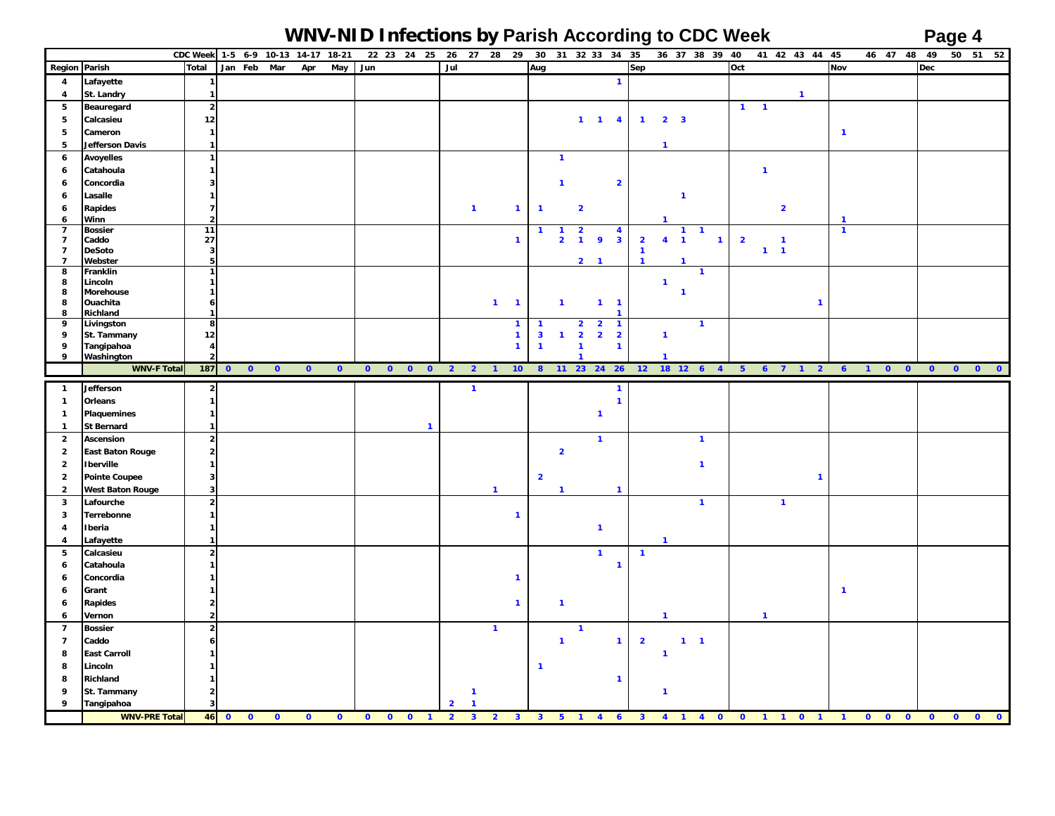# WNV-NID Infections by Parish According to CDC Week

| | | CDC Week | 1-5 | 6-9 | 10-13 | 14-17 | 18-21 | 22 | 23 | 24 | 25 | 26 | 27 | 28 | 29 | 30 | 31 | 32 | 33 | 34 | 35 | 36 | 37 | 38 | 39 | 40 | 41 | 42 | 43 | 44 | 45 | 46 | 47 | 48 | 49 | 50 | 51 | 52 |
|---|---|---|---|---|---|---|---|---|---|---|---|---|---|---|---|---|---|---|---|---|---|---|---|---|---|---|---|---|---|---|---|---|---|---|---|---|---|---|
| **Region** | **Parish** | **Total** | Jan | Feb | Mar | Apr | May | Jun | | | | Jul | | | | Aug | | | | | Sep | | | | | Oct | | | | | Nov | | | | Dec | | | |
| 4 | Lafayette | 1 | | | | | | | | | | | | | | | | | | 1 | | | | | | | | | | | | | | | | | | |
| 4 | St. Landry | 1 | | | | | | | | | | | | | | | | | | | | | | | | | | | 1 | | | | | | | | | |
| 5 | Beauregard | 2 | | | | | | | | | | | | | | | | | | | | | | | | 1 | 1 | | | | | | | | | | | |
| 5 | Calcasieu | 12 | | | | | | | | | | | | | | | | 1 | 1 | 4 | 1 | 2 | 3 | | | | | | | | | | | | | | | |
| 5 | Cameron | 1 | | | | | | | | | | | | | | | | | | | | | | | | | | | | | 1 | | | | | | | |
| 5 | Jefferson Davis | 1 | | | | | | | | | | | | | | | | | | | | 1 | | | | | | | | | | | | | | | | |
| 6 | Avoyelles | 1 | | | | | | | | | | | | | | | 1 | | | | | | | | | | | | | | | | | | | | | |
| 6 | Catahoula | 1 | | | | | | | | | | | | | | | | | | | | | | | | | 1 | | | | | | | | | | | |
| 6 | Concordia | 3 | | | | | | | | | | | | | | | 1 | | | 2 | | | | | | | | | | | | | | | | | | |
| 6 | Lasalle | 1 | | | | | | | | | | | | | | | | | | | | | 1 | | | | | | | | | | | | | | | |
| 6 | Rapides | 7 | | | | | | | | | | | 1 | | 1 | 1 | | 2 | | | | | | | | | | 2 | | | | | | | | | | |
| 6 | Winn | 2 | | | | | | | | | | | | | | | | | | | | 1 | | | | | | | | | 1 | | | | | | | |
| 7 | Bossier | 11 | | | | | | | | | | | | | | 1 | 1 | 2 | | 4 | | | 1 | 1 | | | | | | | 1 | | | | | | | |
| 7 | Caddo | 27 | | | | | | | | | | | | | 1 | | 2 | 1 | 9 | 3 | 2 | 4 | 1 | | 1 | 2 | | 1 | | | | | | | | | | |
| 7 | DeSoto | 3 | | | | | | | | | | | | | | | | | | | 1 | | | | | | 1 | 1 | | | | | | | | | | |
| 7 | Webster | 5 | | | | | | | | | | | | | | | | 2 | 1 | | 1 | | 1 | | | | | | | | | | | | | | | |
| 8 | Franklin | 1 | | | | | | | | | | | | | | | | | | | | | | 1 | | | | | | | | | | | | | | |
| 8 | Lincoln | 1 | | | | | | | | | | | | | | | | | | | | 1 | | | | | | | | | | | | | | | | |
| 8 | Morehouse | 1 | | | | | | | | | | | | | | | | | | | | | 1 | | | | | | | | | | | | | | | |
| 8 | Ouachita | 6 | | | | | | | | | | | | 1 | 1 | | 1 | | 1 | 1 | | | | | | | | | | 1 | | | | | | | | |
| 8 | Richland | 1 | | | | | | | | | | | | | | | | | | 1 | | | | | | | | | | | | | | | | | | |
| 9 | Livingston | 8 | | | | | | | | | | | | | 1 | 1 | | 2 | 2 | 1 | | | | 1 | | | | | | | | | | | | | | |
| 9 | St. Tammany | 12 | | | | | | | | | | | | | 1 | 3 | 1 | 2 | 2 | 2 | | 1 | | | | | | | | | | | | | | | | |
| 9 | Tangipahoa | 4 | | | | | | | | | | | | | 1 | 1 | | 1 | | 1 | | | | | | | | | | | | | | | | | | |
| 9 | Washington | 2 | | | | | | | | | | | | | | | | 1 | | | | 1 | | | | | | | | | | | | | | | | |
| | **WNV-F Total** | **187** | 0 | 0 | 0 | 0 | 0 | 0 | 0 | 0 | 0 | 2 | 2 | 1 | 10 | 8 | 11 | 23 | 24 | 26 | 12 | 18 | 12 | 6 | 4 | 5 | 6 | 7 | 1 | 2 | 6 | 1 | 0 | 0 | 0 | 0 | 0 | 0 |
| 1 | Jefferson | 2 | | | | | | | | | | | 1 | | | | | | | 1 | | | | | | | | | | | | | | | | | | |
| 1 | Orleans | 1 | | | | | | | | | | | | | | | | | | 1 | | | | | | | | | | | | | | | | | | |
| 1 | Plaquemines | 1 | | | | | | | | | | | | | | | | | 1 | | | | | | | | | | | | | | | | | | | |
| 1 | St Bernard | 1 | | | | | | | | | 1 | | | | | | | | | | | | | | | | | | | | | | | | | | | |
| 2 | Ascension | 2 | | | | | | | | | | | | | | | | | 1 | | | | | 1 | | | | | | | | | | | | | | |
| 2 | East Baton Rouge | 2 | | | | | | | | | | | | | | | 2 | | | | | | | | | | | | | | | | | | | | | |
| 2 | Iberville | 1 | | | | | | | | | | | | | | | | | | | | | | 1 | | | | | | | | | | | | | | |
| 2 | Pointe Coupee | 3 | | | | | | | | | | | | | | 2 | | | | | | | | | | | | | | 1 | | | | | | | | |
| 2 | West Baton Rouge | 3 | | | | | | | | | | | | 1 | | | 1 | | | 1 | | | | | | | | | | | | | | | | | | |
| 3 | Lafourche | 2 | | | | | | | | | | | | | | | | | | | | | | 1 | | | | 1 | | | | | | | | | | |
| 3 | Terrebonne | 1 | | | | | | | | | | | | | 1 | | | | | | | | | | | | | | | | | | | | | | | |
| 4 | Iberia | 1 | | | | | | | | | | | | | | | | | 1 | | | | | | | | | | | | | | | | | | | |
| 4 | Lafayette | 1 | | | | | | | | | | | | | | | | | | | | 1 | | | | | | | | | | | | | | | | |
| 5 | Calcasieu | 2 | | | | | | | | | | | | | | | | | 1 | | 1 | | | | | | | | | | | | | | | | | |
| 6 | Catahoula | 1 | | | | | | | | | | | | | | | | | | 1 | | | | | | | | | | | | | | | | | | |
| 6 | Concordia | 1 | | | | | | | | | | | | | 1 | | | | | | | | | | | | | | | | | | | | | | | |
| 6 | Grant | 1 | | | | | | | | | | | | | | | | | | | | | | | | | | | | | 1 | | | | | | | |
| 6 | Rapides | 2 | | | | | | | | | | | | | 1 | | 1 | | | | | | | | | | | | | | | | | | | | | |
| 6 | Vernon | 2 | | | | | | | | | | | | | | | | | | | | 1 | | | | | 1 | | | | | | | | | | | |
| 7 | Bossier | 2 | | | | | | | | | | | | 1 | | | | 1 | | | | | | | | | | | | | | | | | | | | |
| 7 | Caddo | 6 | | | | | | | | | | | | | | | 1 | | | 1 | 2 | | 1 | 1 | | | | | | | | | | | | | | |
| 8 | East Carroll | 1 | | | | | | | | | | | | | | | | | | | | 1 | | | | | | | | | | | | | | | | |
| 8 | Lincoln | 1 | | | | | | | | | | | | | | 1 | | | | | | | | | | | | | | | | | | | | | | |
| 8 | Richland | 1 | | | | | | | | | | | | | | | | | | 1 | | | | | | | | | | | | | | | | | | |
| 9 | St. Tammany | 2 | | | | | | | | | | | 1 | | | | | | | | | 1 | | | | | | | | | | | | | | | | |
| 9 | Tangipahoa | 3 | | | | | | | | | | 2 | 1 | | | | | | | | | | | | | | | | | | | | | | | | | |
| | **WNV-PRE Total** | **46** | 0 | 0 | 0 | 0 | 0 | 0 | 0 | 0 | 1 | 2 | 3 | 2 | 3 | 3 | 5 | 1 | 4 | 6 | 3 | 4 | 1 | 4 | 0 | 0 | 1 | 1 | 0 | 1 | 1 | 0 | 0 | 0 | 0 | 0 | 0 | 0 |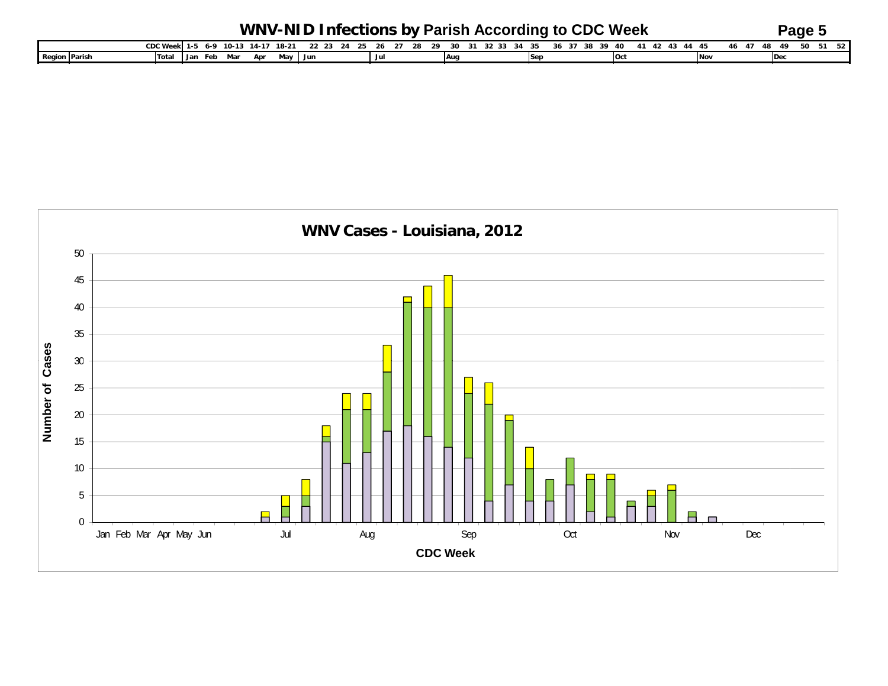# WNV-NID Infections by Parish According to CDC Week

| | | CDC Week | 1-5 | 6-9 | 10-13 | 14-17 | 18-21 | 22 | 23 | 24 | 25 | 26 | 27 | 28 | 29 | 30 | 31 | 32 | 33 | 34 | 35 | 36 | 37 | 38 | 39 | 40 | 41 | 42 | 43 | 44 | 45 | 46 | 47 | 48 | 49 | 50 | 51 | 52 |
|---|---|---|---|---|---|---|---|---|---|---|---|---|---|---|---|---|---|---|---|---|---|---|---|---|---|---|---|---|---|---|---|---|---|---|---|---|---|---|
| Region | Parish | Total | Jan | Feb | Mar | Apr | May | Jun | | | | Jul | | | | Aug | | | | | Sep | | | | | Oct | | | | | Nov | | | | Dec | | | |

**WNV Cases - Louisiana, 2012**

Number of Cases (0–50) by CDC Week (Jan, Feb, Mar, Apr, May, Jun, Jul, Aug, Sep, Oct, Nov, Dec)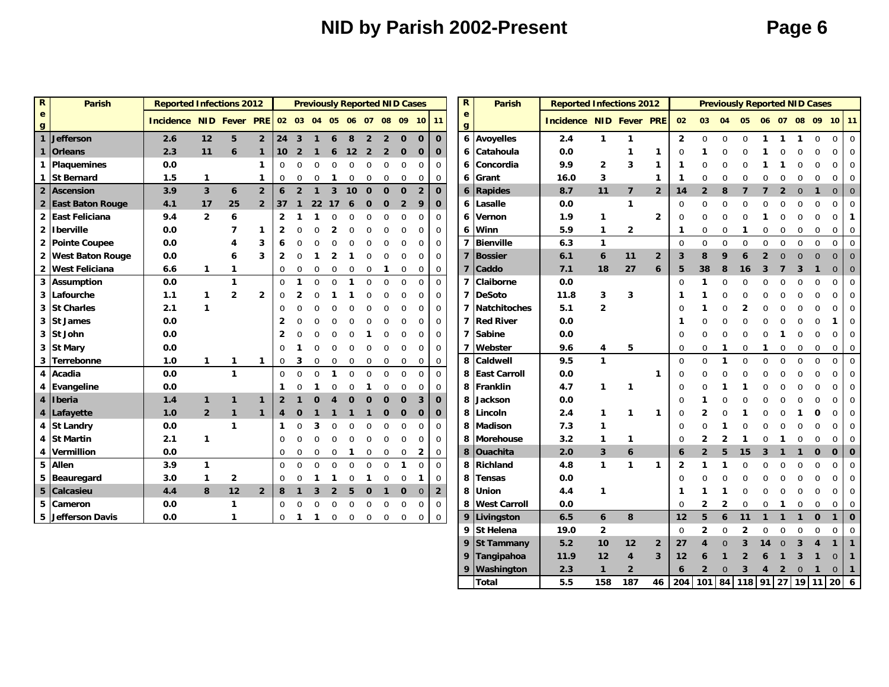# NID by Parish 2002-Present

| Reg | Parish | Reported Infections 2012 | | | | Previously Reported NID Cases | | | | | | | | | |
|---|---|---|---|---|---|---|---|---|---|---|---|---|---|---|---|
| | | Incidence | NID | Fever | PRE | 02 | 03 | 04 | 05 | 06 | 07 | 08 | 09 | 10 | 11 |
| 1 | Jefferson | 2.6 | 12 | 5 | 2 | 24 | 3 | 1 | 6 | 8 | 2 | 2 | 0 | 0 | 0 |
| 1 | Orleans | 2.3 | 11 | 6 | 1 | 10 | 2 | 1 | 6 | 12 | 2 | 2 | 0 | 0 | 0 |
| 1 | Plaquemines | 0.0 | | | 1 | 0 | 0 | 0 | 0 | 0 | 0 | 0 | 0 | 0 | 0 |
| 1 | St Bernard | 1.5 | 1 | | 1 | 0 | 0 | 0 | 1 | 0 | 0 | 0 | 0 | 0 | 0 |
| 2 | Ascension | 3.9 | 3 | 6 | 2 | 6 | 2 | 1 | 3 | 10 | 0 | 0 | 0 | 2 | 0 |
| 2 | East Baton Rouge | 4.1 | 17 | 25 | 2 | 37 | 1 | 22 | 17 | 6 | 0 | 0 | 2 | 9 | 0 |
| 2 | East Feliciana | 9.4 | 2 | 6 | | 2 | 1 | 1 | 0 | 0 | 0 | 0 | 0 | 0 | 0 |
| 2 | Iberville | 0.0 | | 7 | 1 | 2 | 0 | 0 | 2 | 0 | 0 | 0 | 0 | 0 | 0 |
| 2 | Pointe Coupee | 0.0 | | 4 | 3 | 6 | 0 | 0 | 0 | 0 | 0 | 0 | 0 | 0 | 0 |
| 2 | West Baton Rouge | 0.0 | | 6 | 3 | 2 | 0 | 1 | 2 | 1 | 0 | 0 | 0 | 0 | 0 |
| 2 | West Feliciana | 6.6 | 1 | 1 | | 0 | 0 | 0 | 0 | 0 | 0 | 1 | 0 | 0 | 0 |
| 3 | Assumption | 0.0 | | 1 | | 0 | 1 | 0 | 0 | 1 | 0 | 0 | 0 | 0 | 0 |
| 3 | Lafourche | 1.1 | 1 | 2 | 2 | 0 | 2 | 0 | 1 | 1 | 0 | 0 | 0 | 0 | 0 |
| 3 | St Charles | 2.1 | 1 | | | 0 | 0 | 0 | 0 | 0 | 0 | 0 | 0 | 0 | 0 |
| 3 | St James | 0.0 | | | | 2 | 0 | 0 | 0 | 0 | 0 | 0 | 0 | 0 | 0 |
| 3 | St John | 0.0 | | | | 2 | 0 | 0 | 0 | 0 | 1 | 0 | 0 | 0 | 0 |
| 3 | St Mary | 0.0 | | | | 0 | 1 | 0 | 0 | 0 | 0 | 0 | 0 | 0 | 0 |
| 3 | Terrebonne | 1.0 | 1 | 1 | 1 | 0 | 3 | 0 | 0 | 0 | 0 | 0 | 0 | 0 | 0 |
| 4 | Acadia | 0.0 | | 1 | | 0 | 0 | 0 | 1 | 0 | 0 | 0 | 0 | 0 | 0 |
| 4 | Evangeline | 0.0 | | | | 1 | 0 | 1 | 0 | 0 | 1 | 0 | 0 | 0 | 0 |
| 4 | Iberia | 1.4 | 1 | 1 | 1 | 2 | 1 | 0 | 4 | 0 | 0 | 0 | 0 | 3 | 0 |
| 4 | Lafayette | 1.0 | 2 | 1 | 1 | 4 | 0 | 1 | 1 | 1 | 1 | 0 | 0 | 0 | 0 |
| 4 | St Landry | 0.0 | | 1 | | 1 | 0 | 3 | 0 | 0 | 0 | 0 | 0 | 0 | 0 |
| 4 | St Martin | 2.1 | 1 | | | 0 | 0 | 0 | 0 | 0 | 0 | 0 | 0 | 0 | 0 |
| 4 | Vermillion | 0.0 | | | | 0 | 0 | 0 | 0 | 1 | 0 | 0 | 0 | 2 | 0 |
| 5 | Allen | 3.9 | 1 | | | 0 | 0 | 0 | 0 | 0 | 0 | 0 | 1 | 0 | 0 |
| 5 | Beauregard | 3.0 | 1 | 2 | | 0 | 0 | 1 | 1 | 0 | 1 | 0 | 0 | 1 | 0 |
| 5 | Calcasieu | 4.4 | 8 | 12 | 2 | 8 | 1 | 3 | 2 | 5 | 0 | 1 | 0 | 0 | 2 |
| 5 | Cameron | 0.0 | | 1 | | 0 | 0 | 0 | 0 | 0 | 0 | 0 | 0 | 0 | 0 |
| 5 | Jefferson Davis | 0.0 | | 1 | | 0 | 1 | 1 | 0 | 0 | 0 | 0 | 0 | 0 | 0 |
| 6 | Avoyelles | 2.4 | 1 | 1 | | 2 | 0 | 0 | 0 | 1 | 1 | 1 | 0 | 0 | 0 |
| 6 | Catahoula | 0.0 | | 1 | 1 | 0 | 1 | 0 | 0 | 1 | 0 | 0 | 0 | 0 | 0 |
| 6 | Concordia | 9.9 | 2 | 3 | 1 | 1 | 0 | 0 | 0 | 1 | 1 | 0 | 0 | 0 | 0 |
| 6 | Grant | 16.0 | 3 | | 1 | 1 | 0 | 0 | 0 | 0 | 0 | 0 | 0 | 0 | 0 |
| 6 | Rapides | 8.7 | 11 | 7 | 2 | 14 | 2 | 8 | 7 | 7 | 2 | 0 | 1 | 0 | 0 |
| 6 | Lasalle | 0.0 | | 1 | | 0 | 0 | 0 | 0 | 0 | 0 | 0 | 0 | 0 | 0 |
| 6 | Vernon | 1.9 | 1 | | 2 | 0 | 0 | 0 | 0 | 1 | 0 | 0 | 0 | 0 | 1 |
| 6 | Winn | 5.9 | 1 | 2 | | 1 | 0 | 0 | 1 | 0 | 0 | 0 | 0 | 0 | 0 |
| 7 | Bienville | 6.3 | 1 | | | 0 | 0 | 0 | 0 | 0 | 0 | 0 | 0 | 0 | 0 |
| 7 | Bossier | 6.1 | 6 | 11 | 2 | 3 | 8 | 9 | 6 | 2 | 0 | 0 | 0 | 0 | 0 |
| 7 | Caddo | 7.1 | 18 | 27 | 6 | 5 | 38 | 8 | 16 | 3 | 7 | 3 | 1 | 0 | 0 |
| 7 | Claiborne | 0.0 | | | | 0 | 1 | 0 | 0 | 0 | 0 | 0 | 0 | 0 | 0 |
| 7 | DeSoto | 11.8 | 3 | 3 | | 1 | 1 | 0 | 0 | 0 | 0 | 0 | 0 | 0 | 0 |
| 7 | Natchitoches | 5.1 | 2 | | | 0 | 1 | 0 | 2 | 0 | 0 | 0 | 0 | 0 | 0 |
| 7 | Red River | 0.0 | | | | 1 | 0 | 0 | 0 | 0 | 0 | 0 | 0 | 1 | 0 |
| 7 | Sabine | 0.0 | | | | 0 | 0 | 0 | 0 | 0 | 1 | 0 | 0 | 0 | 0 |
| 7 | Webster | 9.6 | 4 | 5 | | 0 | 0 | 1 | 0 | 1 | 0 | 0 | 0 | 0 | 0 |
| 8 | Caldwell | 9.5 | 1 | | | 0 | 0 | 1 | 0 | 0 | 0 | 0 | 0 | 0 | 0 |
| 8 | East Carroll | 0.0 | | | 1 | 0 | 0 | 0 | 0 | 0 | 0 | 0 | 0 | 0 | 0 |
| 8 | Franklin | 4.7 | 1 | 1 | | 0 | 0 | 1 | 1 | 0 | 0 | 0 | 0 | 0 | 0 |
| 8 | Jackson | 0.0 | | | | 0 | 1 | 0 | 0 | 0 | 0 | 0 | 0 | 0 | 0 |
| 8 | Lincoln | 2.4 | 1 | 1 | 1 | 0 | 2 | 0 | 1 | 0 | 0 | 1 | 0 | 0 | 0 |
| 8 | Madison | 7.3 | 1 | | | 0 | 0 | 1 | 0 | 0 | 0 | 0 | 0 | 0 | 0 |
| 8 | Morehouse | 3.2 | 1 | 1 | | 0 | 2 | 2 | 1 | 0 | 1 | 0 | 0 | 0 | 0 |
| 8 | Ouachita | 2.0 | 3 | 6 | | 6 | 2 | 5 | 15 | 3 | 1 | 1 | 0 | 0 | 0 |
| 8 | Richland | 4.8 | 1 | 1 | 1 | 2 | 1 | 1 | 0 | 0 | 0 | 0 | 0 | 0 | 0 |
| 8 | Tensas | 0.0 | | | | 0 | 0 | 0 | 0 | 0 | 0 | 0 | 0 | 0 | 0 |
| 8 | Union | 4.4 | 1 | | | 1 | 1 | 1 | 0 | 0 | 0 | 0 | 0 | 0 | 0 |
| 8 | West Carroll | 0.0 | | | | 0 | 2 | 2 | 0 | 0 | 1 | 0 | 0 | 0 | 0 |
| 9 | Livingston | 6.5 | 6 | 8 | | 12 | 5 | 6 | 11 | 1 | 1 | 1 | 0 | 1 | 0 |
| 9 | St Helena | 19.0 | 2 | | | 0 | 2 | 0 | 2 | 0 | 0 | 0 | 0 | 0 | 0 |
| 9 | St Tammany | 5.2 | 10 | 12 | 2 | 27 | 4 | 0 | 3 | 14 | 0 | 3 | 4 | 1 | 1 |
| 9 | Tangipahoa | 11.9 | 12 | 4 | 3 | 12 | 6 | 1 | 2 | 6 | 1 | 3 | 1 | 0 | 1 |
| 9 | Washington | 2.3 | 1 | 2 | | 6 | 2 | 0 | 3 | 4 | 2 | 0 | 1 | 0 | 1 |
| | Total | 5.5 | 158 | 187 | 46 | 204 | 101 | 84 | 118 | 91 | 27 | 19 | 11 | 20 | 6 |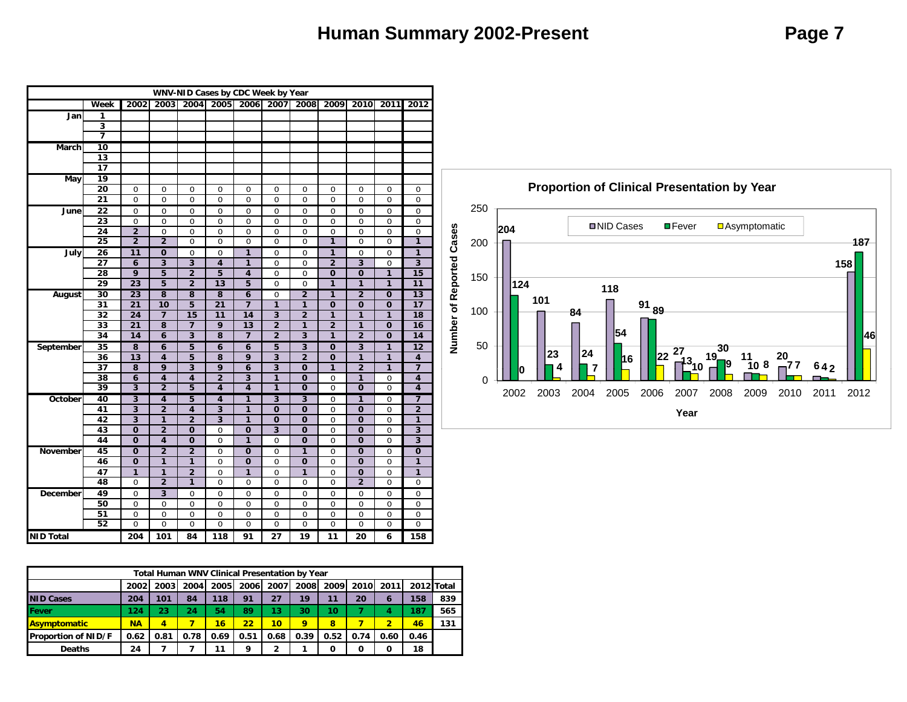# Human Summary 2002-Present

| WNV-NID Cases by CDC Week by Year | | | | | | | | | | | | |
|---|---|---|---|---|---|---|---|---|---|---|---|---|
| | Week | 2002 | 2003 | 2004 | 2005 | 2006 | 2007 | 2008 | 2009 | 2010 | 2011 | 2012 |
| Jan | 1 | | | | | | | | | | | |
| | 3 | | | | | | | | | | | |
| | 7 | | | | | | | | | | | |
| March | 10 | | | | | | | | | | | |
| | 13 | | | | | | | | | | | |
| | 17 | | | | | | | | | | | |
| May | 19 | | | | | | | | | | | |
| | 20 | 0 | 0 | 0 | 0 | 0 | 0 | 0 | 0 | 0 | 0 | 0 |
| | 21 | 0 | 0 | 0 | 0 | 0 | 0 | 0 | 0 | 0 | 0 | 0 |
| June | 22 | 0 | 0 | 0 | 0 | 0 | 0 | 0 | 0 | 0 | 0 | 0 |
| | 23 | 0 | 0 | 0 | 0 | 0 | 0 | 0 | 0 | 0 | 0 | 0 |
| | 24 | 2 | 0 | 0 | 0 | 0 | 0 | 0 | 0 | 0 | 0 | 0 |
| | 25 | 2 | 2 | 0 | 0 | 0 | 0 | 0 | 1 | 0 | 0 | 1 |
| July | 26 | 11 | 0 | 0 | 0 | 1 | 0 | 0 | 1 | 0 | 0 | 1 |
| | 27 | 6 | 3 | 3 | 4 | 1 | 0 | 0 | 2 | 3 | 0 | 3 |
| | 28 | 9 | 5 | 2 | 5 | 4 | 0 | 0 | 0 | 0 | 1 | 15 |
| | 29 | 23 | 5 | 2 | 13 | 5 | 0 | 0 | 1 | 1 | 1 | 11 |
| August | 30 | 23 | 8 | 8 | 8 | 6 | 0 | 2 | 1 | 2 | 0 | 13 |
| | 31 | 21 | 10 | 5 | 21 | 7 | 1 | 1 | 0 | 0 | 0 | 17 |
| | 32 | 24 | 7 | 15 | 11 | 14 | 3 | 2 | 1 | 1 | 1 | 18 |
| | 33 | 21 | 8 | 7 | 9 | 13 | 2 | 1 | 2 | 1 | 0 | 16 |
| | 34 | 14 | 6 | 3 | 8 | 7 | 2 | 3 | 1 | 2 | 0 | 14 |
| September | 35 | 8 | 6 | 5 | 6 | 6 | 5 | 3 | 0 | 3 | 1 | 12 |
| | 36 | 13 | 4 | 5 | 8 | 9 | 3 | 2 | 0 | 1 | 1 | 4 |
| | 37 | 8 | 9 | 3 | 9 | 6 | 3 | 0 | 1 | 2 | 1 | 7 |
| | 38 | 6 | 4 | 4 | 2 | 3 | 1 | 0 | 0 | 1 | 0 | 4 |
| | 39 | 3 | 2 | 5 | 4 | 4 | 1 | 0 | 0 | 0 | 0 | 4 |
| October | 40 | 3 | 4 | 5 | 4 | 1 | 3 | 3 | 0 | 1 | 0 | 7 |
| | 41 | 3 | 2 | 4 | 3 | 1 | 0 | 0 | 0 | 0 | 0 | 2 |
| | 42 | 3 | 1 | 2 | 3 | 1 | 0 | 0 | 0 | 0 | 0 | 1 |
| | 43 | 0 | 2 | 0 | 0 | 0 | 3 | 0 | 0 | 0 | 0 | 3 |
| | 44 | 0 | 4 | 0 | 0 | 1 | 0 | 0 | 0 | 0 | 0 | 3 |
| November | 45 | 0 | 2 | 2 | 0 | 0 | 0 | 1 | 0 | 0 | 0 | 0 |
| | 46 | 0 | 1 | 1 | 0 | 0 | 0 | 0 | 0 | 0 | 0 | 1 |
| | 47 | 1 | 1 | 2 | 0 | 1 | 0 | 1 | 0 | 0 | 0 | 1 |
| | 48 | 0 | 2 | 1 | 0 | 0 | 0 | 0 | 0 | 2 | 0 | 0 |
| December | 49 | 0 | 3 | 0 | 0 | 0 | 0 | 0 | 0 | 0 | 0 | 0 |
| | 50 | 0 | 0 | 0 | 0 | 0 | 0 | 0 | 0 | 0 | 0 | 0 |
| | 51 | 0 | 0 | 0 | 0 | 0 | 0 | 0 | 0 | 0 | 0 | 0 |
| | 52 | 0 | 0 | 0 | 0 | 0 | 0 | 0 | 0 | 0 | 0 | 0 |
| NID Total | | 204 | 101 | 84 | 118 | 91 | 27 | 19 | 11 | 20 | 6 | 158 |

**Proportion of Clinical Presentation by Year**

| Year | NID Cases | Fever | Asymptomatic |
|---|---|---|---|
| 2002 | 204 | 124 | 0 |
| 2003 | 101 | 23 | 4 |
| 2004 | 84 | 24 | 7 |
| 2005 | 118 | 54 | 16 |
| 2006 | 91 | 89 | 22 |
| 2007 | 27 | 13 | 10 |
| 2008 | 19 | 30 | 9 |
| 2009 | 11 | 10 | 8 |
| 2010 | 20 | 7 | 7 |
| 2011 | 6 | 4 | 2 |
| 2012 | 158 | 187 | 46 |

Number of Reported Cases / Year

| Total Human WNV Clinical Presentation by Year | | | | | | | | | | | | |
|---|---|---|---|---|---|---|---|---|---|---|---|---|
| | 2002 | 2003 | 2004 | 2005 | 2006 | 2007 | 2008 | 2009 | 2010 | 2011 | 2012 | Total |
| NID Cases | 204 | 101 | 84 | 118 | 91 | 27 | 19 | 11 | 20 | 6 | 158 | 839 |
| Fever | 124 | 23 | 24 | 54 | 89 | 13 | 30 | 10 | 7 | 4 | 187 | 565 |
| Asymptomatic | NA | 4 | 7 | 16 | 22 | 10 | 9 | 8 | 7 | 2 | 46 | 131 |
| Proportion of NID/F | 0.62 | 0.81 | 0.78 | 0.69 | 0.51 | 0.68 | 0.39 | 0.52 | 0.74 | 0.60 | 0.46 | |
| Deaths | 24 | 7 | 7 | 11 | 9 | 2 | 1 | 0 | 0 | 0 | 18 | |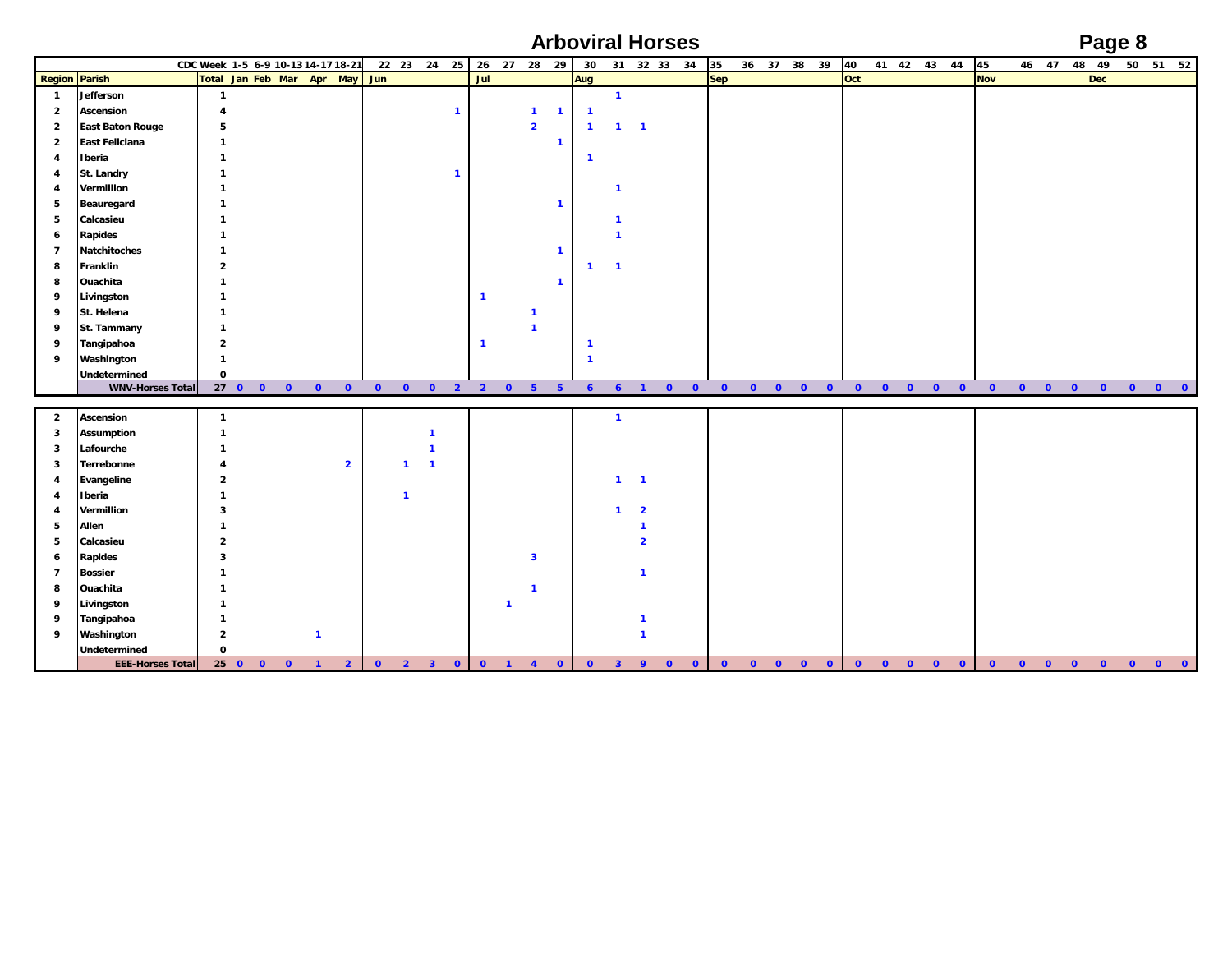# Arboviral Horses

| | | CDC Week | 1-5 | 6-9 | 10-13 | 14-17 | 18-21 | 22 | 23 | 24 | 25 | 26 | 27 | 28 | 29 | 30 | 31 | 32 | 33 | 34 | 35 | 36 | 37 | 38 | 39 | 40 | 41 | 42 | 43 | 44 | 45 | 46 | 47 | 48 | 49 | 50 | 51 | 52 |
|---|---|---|---|---|---|---|---|---|---|---|---|---|---|---|---|---|---|---|---|---|---|---|---|---|---|---|---|---|---|---|---|---|---|---|---|---|---|---|
| **Region** | **Parish** | **Total** | Jan | Feb | Mar | Apr | May | Jun | | | | Jul | | | | Aug | | | | | Sep | | | | | Oct | | | | | Nov | | | | Dec | | | |
| 1 | Jefferson | 1 | | | | | | | | | | | | | | | 1 | | | | | | | | | | | | | | | | | | | | | |
| 2 | Ascension | 4 | | | | | | | | | 1 | | | 1 | 1 | 1 | | | | | | | | | | | | | | | | | | | | | | |
| 2 | East Baton Rouge | 5 | | | | | | | | | | | | 2 | | 1 | 1 | 1 | | | | | | | | | | | | | | | | | | | | |
| 2 | East Feliciana | 1 | | | | | | | | | | | | | 1 | | | | | | | | | | | | | | | | | | | | | | | |
| 4 | Iberia | 1 | | | | | | | | | | | | | | 1 | | | | | | | | | | | | | | | | | | | | | | |
| 4 | St. Landry | 1 | | | | | | | | | 1 | | | | | | | | | | | | | | | | | | | | | | | | | | | |
| 4 | Vermillion | 1 | | | | | | | | | | | | | | | 1 | | | | | | | | | | | | | | | | | | | | | |
| 5 | Beauregard | 1 | | | | | | | | | | | | | 1 | | | | | | | | | | | | | | | | | | | | | | | |
| 5 | Calcasieu | 1 | | | | | | | | | | | | | | | 1 | | | | | | | | | | | | | | | | | | | | | |
| 6 | Rapides | 1 | | | | | | | | | | | | | | | 1 | | | | | | | | | | | | | | | | | | | | | |
| 7 | Natchitoches | 1 | | | | | | | | | | | | | 1 | | | | | | | | | | | | | | | | | | | | | | | |
| 8 | Franklin | 2 | | | | | | | | | | | | | | 1 | 1 | | | | | | | | | | | | | | | | | | | | | |
| 8 | Ouachita | 1 | | | | | | | | | | | | | 1 | | | | | | | | | | | | | | | | | | | | | | | |
| 9 | Livingston | 1 | | | | | | | | | | 1 | | | | | | | | | | | | | | | | | | | | | | | | | | |
| 9 | St. Helena | 1 | | | | | | | | | | | | 1 | | | | | | | | | | | | | | | | | | | | | | | | |
| 9 | St. Tammany | 1 | | | | | | | | | | | | 1 | | | | | | | | | | | | | | | | | | | | | | | | |
| 9 | Tangipahoa | 2 | | | | | | | | | | 1 | | | | 1 | | | | | | | | | | | | | | | | | | | | | | |
| 9 | Washington | 1 | | | | | | | | | | | | | | 1 | | | | | | | | | | | | | | | | | | | | | | |
| | Undetermined | 0 | | | | | | | | | | | | | | | | | | | | | | | | | | | | | | | | | | | | |
| | **WNV-Horses Total** | 27 | 0 | 0 | 0 | 0 | 0 | 0 | 0 | 0 | 2 | 2 | 0 | 5 | 5 | 6 | 6 | 1 | 0 | 0 | 0 | 0 | 0 | 0 | 0 | 0 | 0 | 0 | 0 | 0 | 0 | 0 | 0 | 0 | 0 | 0 | 0 | 0 |

| | | CDC Week | 1-5 | 6-9 | 10-13 | 14-17 | 18-21 | 22 | 23 | 24 | 25 | 26 | 27 | 28 | 29 | 30 | 31 | 32 | 33 | 34 | 35 | 36 | 37 | 38 | 39 | 40 | 41 | 42 | 43 | 44 | 45 | 46 | 47 | 48 | 49 | 50 | 51 | 52 |
|---|---|---|---|---|---|---|---|---|---|---|---|---|---|---|---|---|---|---|---|---|---|---|---|---|---|---|---|---|---|---|---|---|---|---|---|---|---|---|
| **Region** | **Parish** | **Total** | Jan | Feb | Mar | Apr | May | Jun | | | | Jul | | | | Aug | | | | | Sep | | | | | Oct | | | | | Nov | | | | Dec | | | |
| 2 | Ascension | 1 | | | | | | | | | | | | | | | 1 | | | | | | | | | | | | | | | | | | | | | |
| 3 | Assumption | 1 | | | | | | | | 1 | | | | | | | | | | | | | | | | | | | | | | | | | | | | |
| 3 | Lafourche | 1 | | | | | | | | 1 | | | | | | | | | | | | | | | | | | | | | | | | | | | | |
| 3 | Terrebonne | 4 | | | | | 2 | | 1 | 1 | | | | | | | | | | | | | | | | | | | | | | | | | | | | |
| 4 | Evangeline | 2 | | | | | | | | | | | | | | | 1 | 1 | | | | | | | | | | | | | | | | | | | | |
| 4 | Iberia | 1 | | | | | | | 1 | | | | | | | | | | | | | | | | | | | | | | | | | | | | | |
| 4 | Vermillion | 3 | | | | | | | | | | | | | | | 1 | 2 | | | | | | | | | | | | | | | | | | | | |
| 5 | Allen | 1 | | | | | | | | | | | | | | | | 1 | | | | | | | | | | | | | | | | | | | | |
| 5 | Calcasieu | 2 | | | | | | | | | | | | | | | | 2 | | | | | | | | | | | | | | | | | | | | |
| 6 | Rapides | 3 | | | | | | | | | | | | 3 | | | | | | | | | | | | | | | | | | | | | | | | |
| 7 | Bossier | 1 | | | | | | | | | | | | | | | | 1 | | | | | | | | | | | | | | | | | | | | |
| 8 | Ouachita | 1 | | | | | | | | | | | | 1 | | | | | | | | | | | | | | | | | | | | | | | | |
| 9 | Livingston | 1 | | | | | | | | | | | 1 | | | | | | | | | | | | | | | | | | | | | | | | | |
| 9 | Tangipahoa | 1 | | | | | | | | | | | | | | | | 1 | | | | | | | | | | | | | | | | | | | | |
| 9 | Washington | 2 | | | | 1 | | | | | | | | | | | | 1 | | | | | | | | | | | | | | | | | | | | |
| | Undetermined | 0 | | | | | | | | | | | | | | | | | | | | | | | | | | | | | | | | | | | | |
| | **EEE-Horses Total** | 25 | 0 | 0 | 0 | 1 | 2 | 0 | 2 | 3 | 0 | 0 | 1 | 4 | 0 | 0 | 3 | 9 | 0 | 0 | 0 | 0 | 0 | 0 | 0 | 0 | 0 | 0 | 0 | 0 | 0 | 0 | 0 | 0 | 0 | 0 | 0 | 0 |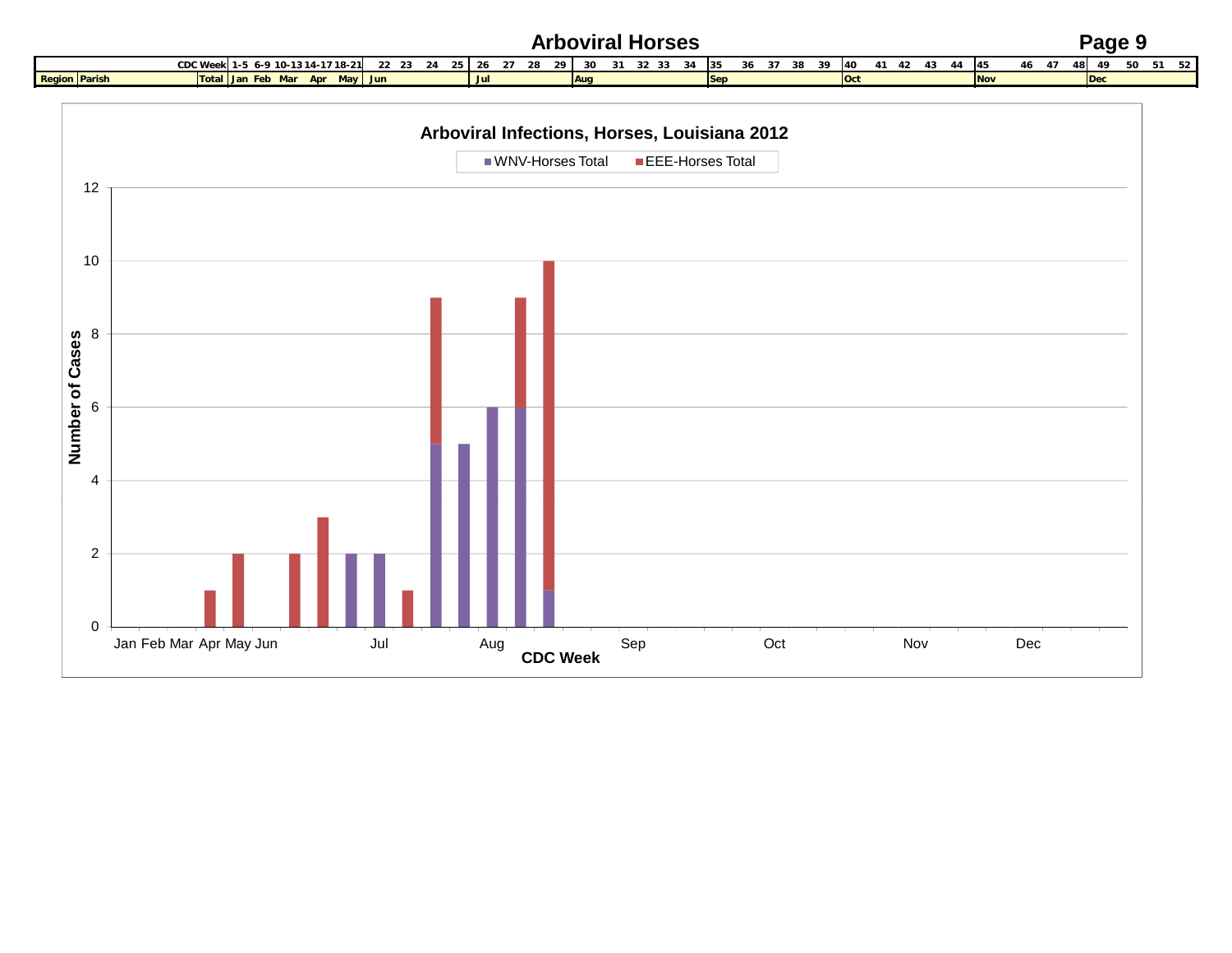# Arboviral Horses

| CDC Week | | Total | 1-5 | 6-9 | 10-13 | 14-17 | 18-21 | 22 | 23 | 24 | 25 | 26 | 27 | 28 | 29 | 30 | 31 | 32 | 33 | 34 | 35 | 36 | 37 | 38 | 39 | 40 | 41 | 42 | 43 | 44 | 45 | 46 | 47 | 48 | 49 | 50 | 51 | 52 |
|---|---|---|---|---|---|---|---|---|---|---|---|---|---|---|---|---|---|---|---|---|---|---|---|---|---|---|---|---|---|---|---|---|---|---|---|---|---|---|
| Region | Parish | | Jan | Feb | Mar | Apr | May | Jun | | | | Jul | | | | Aug | | | | | Sep | | | | | Oct | | | | | Nov | | | | Dec | | | |

**Arboviral Infections, Horses, Louisiana 2012**

Legend: WNV-Horses Total, EEE-Horses Total

Y-axis: Number of Cases (0–12)

X-axis: CDC Week (Jan, Feb, Mar, Apr, May, Jun, Jul, Aug, Sep, Oct, Nov, Dec)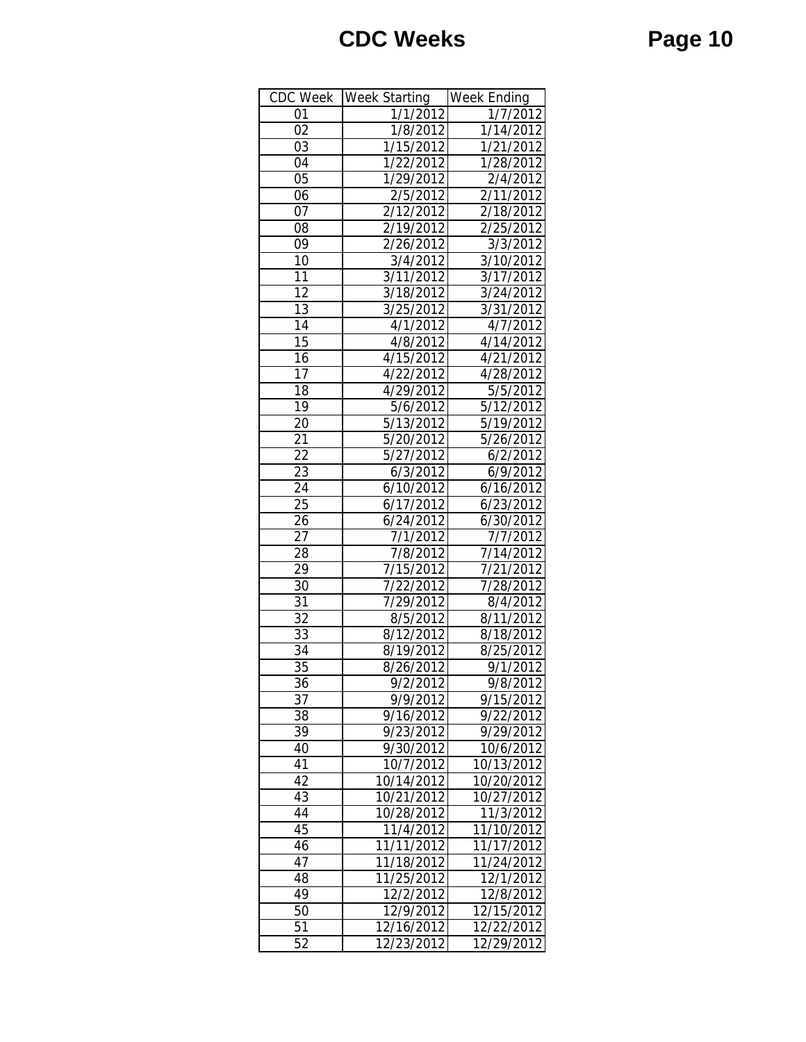# CDC Weeks

| CDC Week | Week Starting | Week Ending |
|---|---|---|
| 01 | 1/1/2012 | 1/7/2012 |
| 02 | 1/8/2012 | 1/14/2012 |
| 03 | 1/15/2012 | 1/21/2012 |
| 04 | 1/22/2012 | 1/28/2012 |
| 05 | 1/29/2012 | 2/4/2012 |
| 06 | 2/5/2012 | 2/11/2012 |
| 07 | 2/12/2012 | 2/18/2012 |
| 08 | 2/19/2012 | 2/25/2012 |
| 09 | 2/26/2012 | 3/3/2012 |
| 10 | 3/4/2012 | 3/10/2012 |
| 11 | 3/11/2012 | 3/17/2012 |
| 12 | 3/18/2012 | 3/24/2012 |
| 13 | 3/25/2012 | 3/31/2012 |
| 14 | 4/1/2012 | 4/7/2012 |
| 15 | 4/8/2012 | 4/14/2012 |
| 16 | 4/15/2012 | 4/21/2012 |
| 17 | 4/22/2012 | 4/28/2012 |
| 18 | 4/29/2012 | 5/5/2012 |
| 19 | 5/6/2012 | 5/12/2012 |
| 20 | 5/13/2012 | 5/19/2012 |
| 21 | 5/20/2012 | 5/26/2012 |
| 22 | 5/27/2012 | 6/2/2012 |
| 23 | 6/3/2012 | 6/9/2012 |
| 24 | 6/10/2012 | 6/16/2012 |
| 25 | 6/17/2012 | 6/23/2012 |
| 26 | 6/24/2012 | 6/30/2012 |
| 27 | 7/1/2012 | 7/7/2012 |
| 28 | 7/8/2012 | 7/14/2012 |
| 29 | 7/15/2012 | 7/21/2012 |
| 30 | 7/22/2012 | 7/28/2012 |
| 31 | 7/29/2012 | 8/4/2012 |
| 32 | 8/5/2012 | 8/11/2012 |
| 33 | 8/12/2012 | 8/18/2012 |
| 34 | 8/19/2012 | 8/25/2012 |
| 35 | 8/26/2012 | 9/1/2012 |
| 36 | 9/2/2012 | 9/8/2012 |
| 37 | 9/9/2012 | 9/15/2012 |
| 38 | 9/16/2012 | 9/22/2012 |
| 39 | 9/23/2012 | 9/29/2012 |
| 40 | 9/30/2012 | 10/6/2012 |
| 41 | 10/7/2012 | 10/13/2012 |
| 42 | 10/14/2012 | 10/20/2012 |
| 43 | 10/21/2012 | 10/27/2012 |
| 44 | 10/28/2012 | 11/3/2012 |
| 45 | 11/4/2012 | 11/10/2012 |
| 46 | 11/11/2012 | 11/17/2012 |
| 47 | 11/18/2012 | 11/24/2012 |
| 48 | 11/25/2012 | 12/1/2012 |
| 49 | 12/2/2012 | 12/8/2012 |
| 50 | 12/9/2012 | 12/15/2012 |
| 51 | 12/16/2012 | 12/22/2012 |
| 52 | 12/23/2012 | 12/29/2012 |